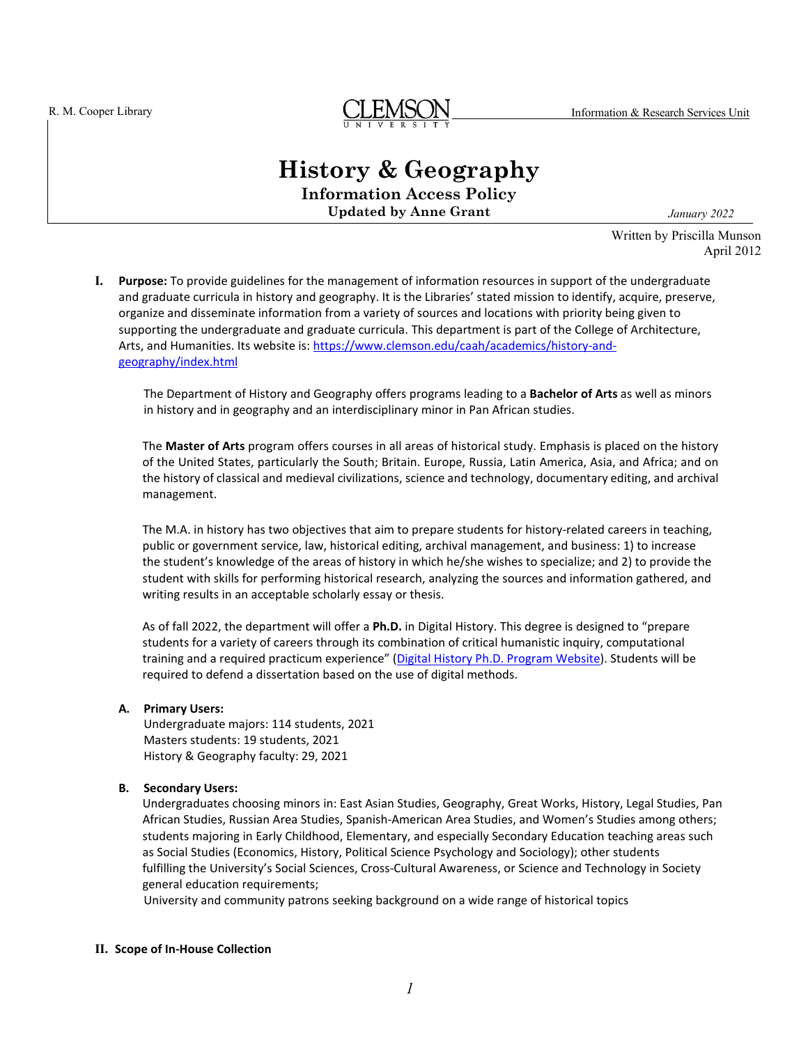R. M. Cooper Library — CLEMSON UNIVERSITY — Information & Research Services Unit

# History & Geography

## Information Access Policy

**Updated by Anne Grant** — *January 2022*

Written by Priscilla Munson
April 2012

**I. Purpose:** To provide guidelines for the management of information resources in support of the undergraduate and graduate curricula in history and geography. It is the Libraries' stated mission to identify, acquire, preserve, organize and disseminate information from a variety of sources and locations with priority being given to supporting the undergraduate and graduate curricula. This department is part of the College of Architecture, Arts, and Humanities. Its website is: https://www.clemson.edu/caah/academics/history-and-geography/index.html

The Department of History and Geography offers programs leading to a **Bachelor of Arts** as well as minors in history and in geography and an interdisciplinary minor in Pan African studies.

The **Master of Arts** program offers courses in all areas of historical study. Emphasis is placed on the history of the United States, particularly the South; Britain. Europe, Russia, Latin America, Asia, and Africa; and on the history of classical and medieval civilizations, science and technology, documentary editing, and archival management.

The M.A. in history has two objectives that aim to prepare students for history-related careers in teaching, public or government service, law, historical editing, archival management, and business: 1) to increase the student's knowledge of the areas of history in which he/she wishes to specialize; and 2) to provide the student with skills for performing historical research, analyzing the sources and information gathered, and writing results in an acceptable scholarly essay or thesis.

As of fall 2022, the department will offer a **Ph.D.** in Digital History. This degree is designed to "prepare students for a variety of careers through its combination of critical humanistic inquiry, computational training and a required practicum experience" (Digital History Ph.D. Program Website). Students will be required to defend a dissertation based on the use of digital methods.

**A. Primary Users:**
Undergraduate majors: 114 students, 2021
Masters students: 19 students, 2021
History & Geography faculty: 29, 2021

**B. Secondary Users:**
Undergraduates choosing minors in: East Asian Studies, Geography, Great Works, History, Legal Studies, Pan African Studies, Russian Area Studies, Spanish-American Area Studies, and Women's Studies among others; students majoring in Early Childhood, Elementary, and especially Secondary Education teaching areas such as Social Studies (Economics, History, Political Science Psychology and Sociology); other students fulfilling the University's Social Sciences, Cross-Cultural Awareness, or Science and Technology in Society general education requirements;
University and community patrons seeking background on a wide range of historical topics

**II. Scope of In-House Collection**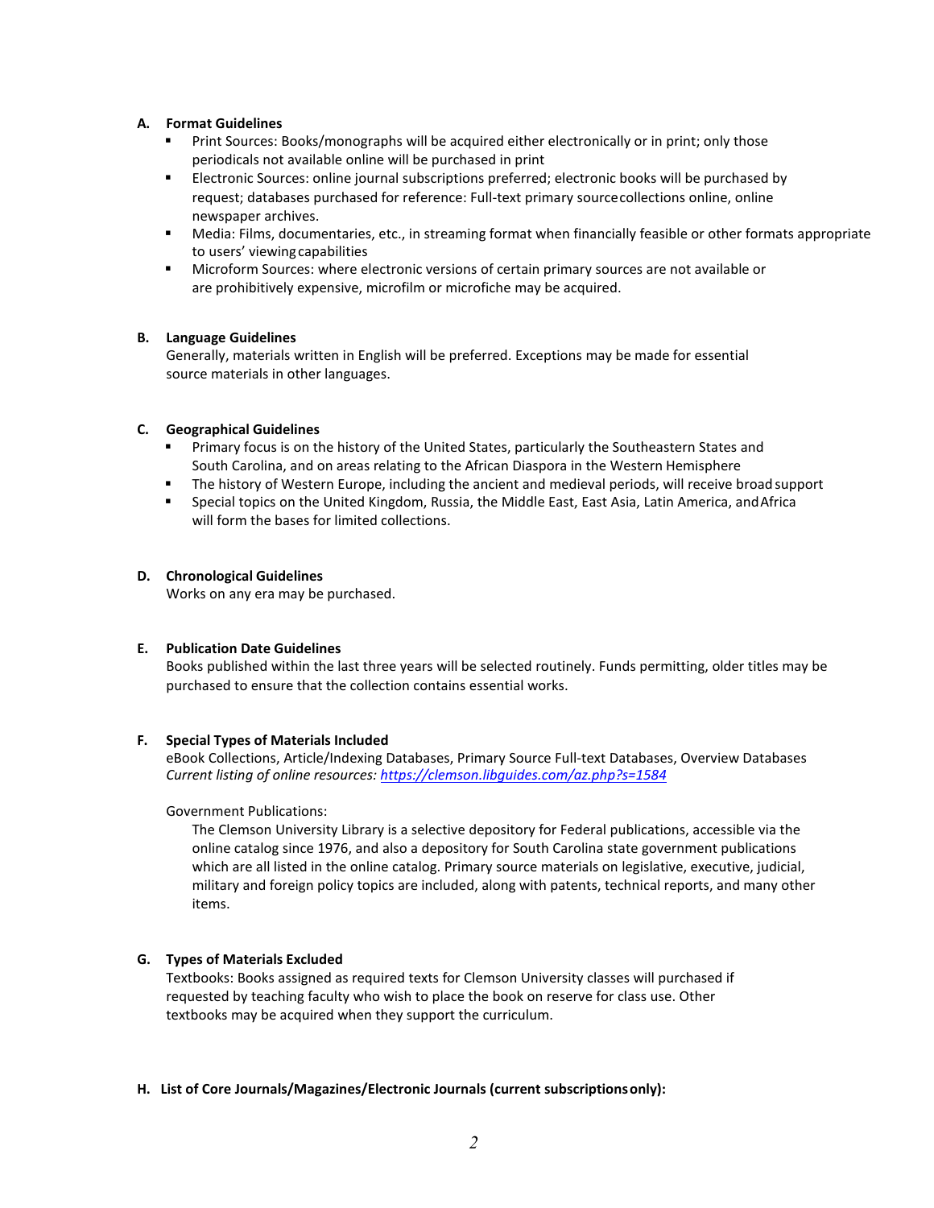**A. Format Guidelines**

- Print Sources: Books/monographs will be acquired either electronically or in print; only those periodicals not available online will be purchased in print
- Electronic Sources: online journal subscriptions preferred; electronic books will be purchased by request; databases purchased for reference: Full-text primary source collections online, online newspaper archives.
- Media: Films, documentaries, etc., in streaming format when financially feasible or other formats appropriate to users' viewing capabilities
- Microform Sources: where electronic versions of certain primary sources are not available or are prohibitively expensive, microfilm or microfiche may be acquired.

**B. Language Guidelines**

Generally, materials written in English will be preferred. Exceptions may be made for essential source materials in other languages.

**C. Geographical Guidelines**

- Primary focus is on the history of the United States, particularly the Southeastern States and South Carolina, and on areas relating to the African Diaspora in the Western Hemisphere
- The history of Western Europe, including the ancient and medieval periods, will receive broad support
- Special topics on the United Kingdom, Russia, the Middle East, East Asia, Latin America, and Africa will form the bases for limited collections.

**D. Chronological Guidelines**

Works on any era may be purchased.

**E. Publication Date Guidelines**

Books published within the last three years will be selected routinely. Funds permitting, older titles may be purchased to ensure that the collection contains essential works.

**F. Special Types of Materials Included**

eBook Collections, Article/Indexing Databases, Primary Source Full-text Databases, Overview Databases
*Current listing of online resources: https://clemson.libguides.com/az.php?s=1584*

Government Publications:

The Clemson University Library is a selective depository for Federal publications, accessible via the online catalog since 1976, and also a depository for South Carolina state government publications which are all listed in the online catalog. Primary source materials on legislative, executive, judicial, military and foreign policy topics are included, along with patents, technical reports, and many other items.

**G. Types of Materials Excluded**

Textbooks: Books assigned as required texts for Clemson University classes will purchased if requested by teaching faculty who wish to place the book on reserve for class use. Other textbooks may be acquired when they support the curriculum.

**H. List of Core Journals/Magazines/Electronic Journals (current subscriptions only):**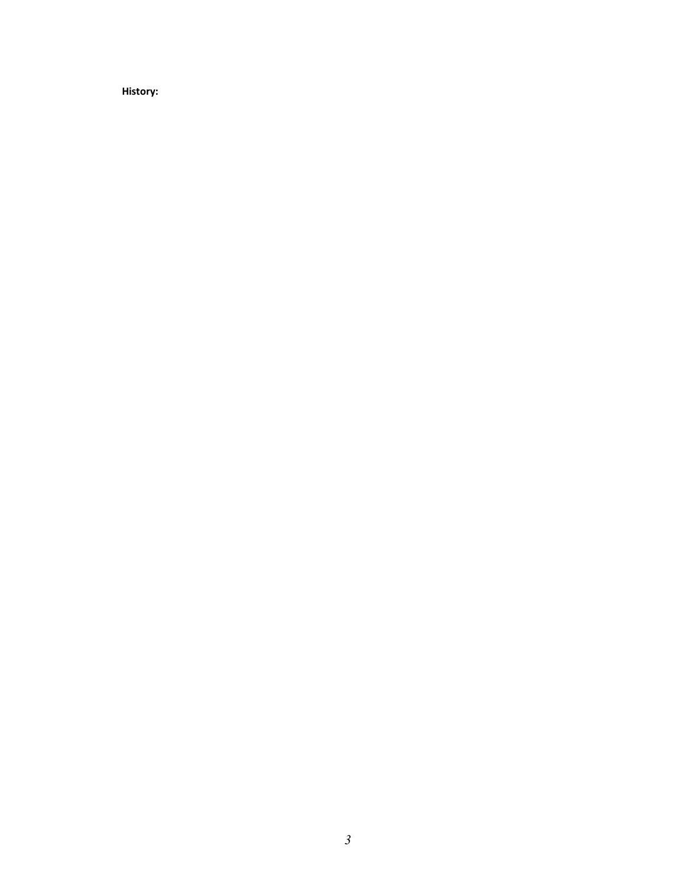**History:**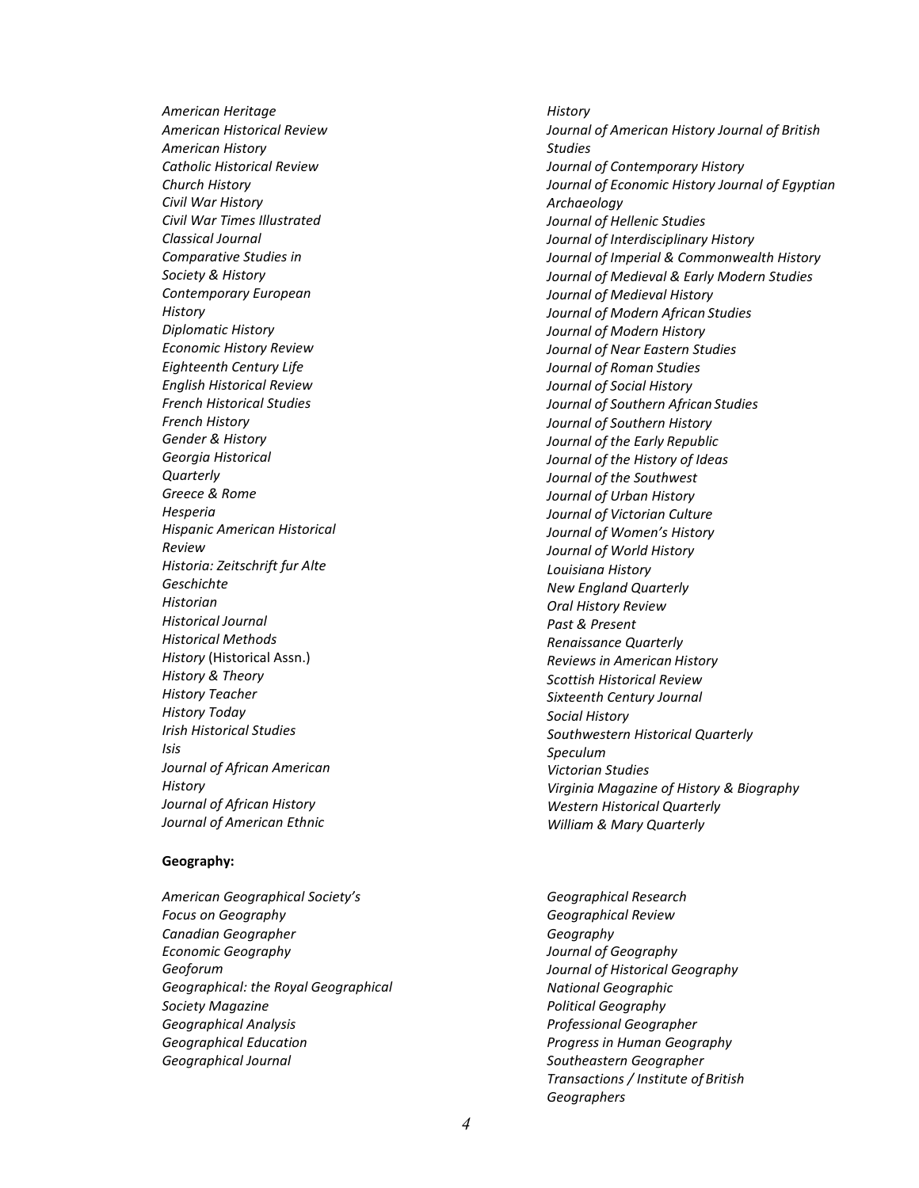*American Heritage*
*American Historical Review*
*American History*
*Catholic Historical Review*
*Church History*
*Civil War History*
*Civil War Times Illustrated*
*Classical Journal*
*Comparative Studies in Society & History*
*Contemporary European History*
*Diplomatic History*
*Economic History Review*
*Eighteenth Century Life*
*English Historical Review*
*French Historical Studies*
*French History*
*Gender & History*
*Georgia Historical Quarterly*
*Greece & Rome*
*Hesperia*
*Hispanic American Historical Review*
*Historia: Zeitschrift fur Alte Geschichte*
*Historian*
*Historical Journal*
*Historical Methods*
*History* (Historical Assn.)
*History & Theory*
*History Teacher*
*History Today*
*Irish Historical Studies*
*Isis*
*Journal of African American History*
*Journal of African History*
*Journal of American Ethnic History*
*Journal of American History Journal of British Studies*
*Journal of Contemporary History*
*Journal of Economic History Journal of Egyptian Archaeology*
*Journal of Hellenic Studies*
*Journal of Interdisciplinary History*
*Journal of Imperial & Commonwealth History*
*Journal of Medieval & Early Modern Studies*
*Journal of Medieval History*
*Journal of Modern African Studies*
*Journal of Modern History*
*Journal of Near Eastern Studies*
*Journal of Roman Studies*
*Journal of Social History*
*Journal of Southern African Studies*
*Journal of Southern History*
*Journal of the Early Republic*
*Journal of the History of Ideas*
*Journal of the Southwest*
*Journal of Urban History*
*Journal of Victorian Culture*
*Journal of Women's History*
*Journal of World History*
*Louisiana History*
*New England Quarterly*
*Oral History Review*
*Past & Present*
*Renaissance Quarterly*
*Reviews in American History*
*Scottish Historical Review*
*Sixteenth Century Journal*
*Social History*
*Southwestern Historical Quarterly*
*Speculum*
*Victorian Studies*
*Virginia Magazine of History & Biography*
*Western Historical Quarterly*
*William & Mary Quarterly*

**Geography:**

*American Geographical Society's Focus on Geography*
*Canadian Geographer*
*Economic Geography*
*Geoforum*
*Geographical: the Royal Geographical Society Magazine*
*Geographical Analysis*
*Geographical Education*
*Geographical Journal*
*Geographical Research*
*Geographical Review*
*Geography*
*Journal of Geography*
*Journal of Historical Geography*
*National Geographic*
*Political Geography*
*Professional Geographer*
*Progress in Human Geography*
*Southeastern Geographer*
*Transactions / Institute of British Geographers*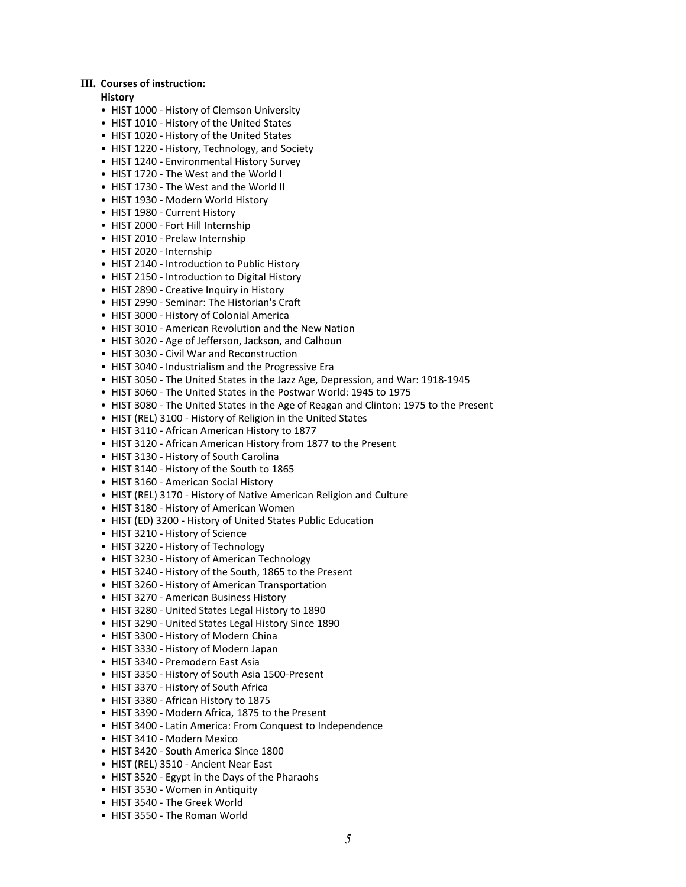## III. Courses of instruction:

**History**

- HIST 1000 - History of Clemson University
- HIST 1010 - History of the United States
- HIST 1020 - History of the United States
- HIST 1220 - History, Technology, and Society
- HIST 1240 - Environmental History Survey
- HIST 1720 - The West and the World I
- HIST 1730 - The West and the World II
- HIST 1930 - Modern World History
- HIST 1980 - Current History
- HIST 2000 - Fort Hill Internship
- HIST 2010 - Prelaw Internship
- HIST 2020 - Internship
- HIST 2140 - Introduction to Public History
- HIST 2150 - Introduction to Digital History
- HIST 2890 - Creative Inquiry in History
- HIST 2990 - Seminar: The Historian's Craft
- HIST 3000 - History of Colonial America
- HIST 3010 - American Revolution and the New Nation
- HIST 3020 - Age of Jefferson, Jackson, and Calhoun
- HIST 3030 - Civil War and Reconstruction
- HIST 3040 - Industrialism and the Progressive Era
- HIST 3050 - The United States in the Jazz Age, Depression, and War: 1918-1945
- HIST 3060 - The United States in the Postwar World: 1945 to 1975
- HIST 3080 - The United States in the Age of Reagan and Clinton: 1975 to the Present
- HIST (REL) 3100 - History of Religion in the United States
- HIST 3110 - African American History to 1877
- HIST 3120 - African American History from 1877 to the Present
- HIST 3130 - History of South Carolina
- HIST 3140 - History of the South to 1865
- HIST 3160 - American Social History
- HIST (REL) 3170 - History of Native American Religion and Culture
- HIST 3180 - History of American Women
- HIST (ED) 3200 - History of United States Public Education
- HIST 3210 - History of Science
- HIST 3220 - History of Technology
- HIST 3230 - History of American Technology
- HIST 3240 - History of the South, 1865 to the Present
- HIST 3260 - History of American Transportation
- HIST 3270 - American Business History
- HIST 3280 - United States Legal History to 1890
- HIST 3290 - United States Legal History Since 1890
- HIST 3300 - History of Modern China
- HIST 3330 - History of Modern Japan
- HIST 3340 - Premodern East Asia
- HIST 3350 - History of South Asia 1500-Present
- HIST 3370 - History of South Africa
- HIST 3380 - African History to 1875
- HIST 3390 - Modern Africa, 1875 to the Present
- HIST 3400 - Latin America: From Conquest to Independence
- HIST 3410 - Modern Mexico
- HIST 3420 - South America Since 1800
- HIST (REL) 3510 - Ancient Near East
- HIST 3520 - Egypt in the Days of the Pharaohs
- HIST 3530 - Women in Antiquity
- HIST 3540 - The Greek World
- HIST 3550 - The Roman World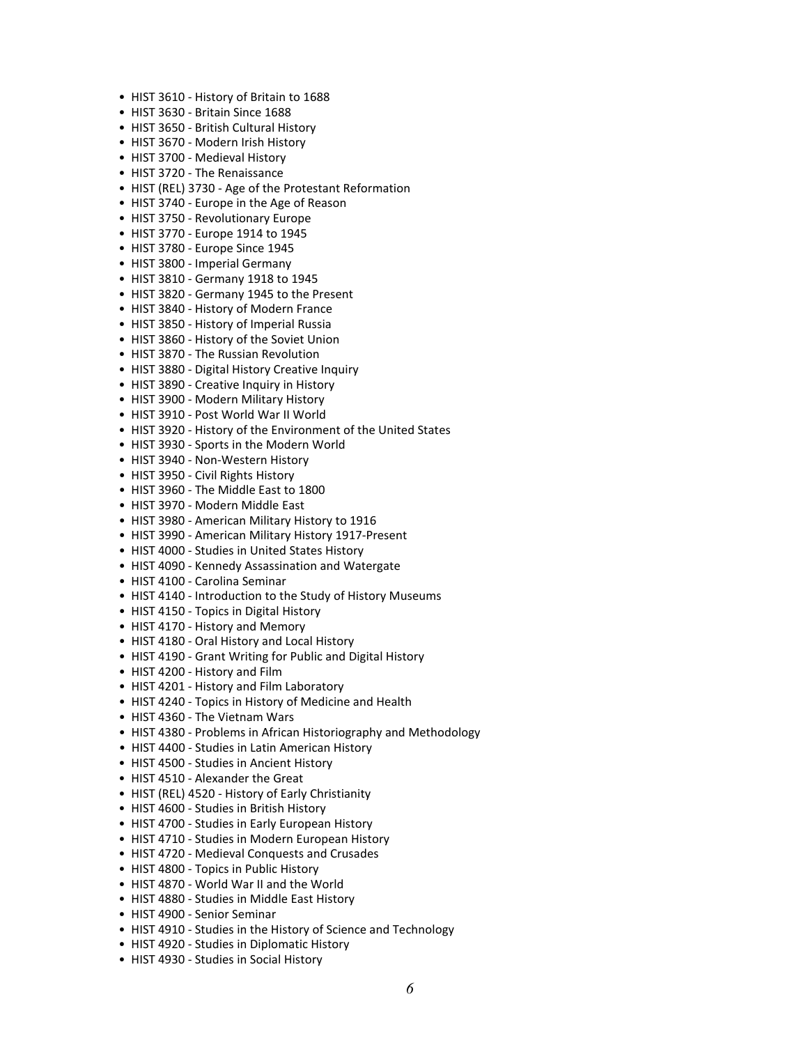- HIST 3610 - History of Britain to 1688
- HIST 3630 - Britain Since 1688
- HIST 3650 - British Cultural History
- HIST 3670 - Modern Irish History
- HIST 3700 - Medieval History
- HIST 3720 - The Renaissance
- HIST (REL) 3730 - Age of the Protestant Reformation
- HIST 3740 - Europe in the Age of Reason
- HIST 3750 - Revolutionary Europe
- HIST 3770 - Europe 1914 to 1945
- HIST 3780 - Europe Since 1945
- HIST 3800 - Imperial Germany
- HIST 3810 - Germany 1918 to 1945
- HIST 3820 - Germany 1945 to the Present
- HIST 3840 - History of Modern France
- HIST 3850 - History of Imperial Russia
- HIST 3860 - History of the Soviet Union
- HIST 3870 - The Russian Revolution
- HIST 3880 - Digital History Creative Inquiry
- HIST 3890 - Creative Inquiry in History
- HIST 3900 - Modern Military History
- HIST 3910 - Post World War II World
- HIST 3920 - History of the Environment of the United States
- HIST 3930 - Sports in the Modern World
- HIST 3940 - Non-Western History
- HIST 3950 - Civil Rights History
- HIST 3960 - The Middle East to 1800
- HIST 3970 - Modern Middle East
- HIST 3980 - American Military History to 1916
- HIST 3990 - American Military History 1917-Present
- HIST 4000 - Studies in United States History
- HIST 4090 - Kennedy Assassination and Watergate
- HIST 4100 - Carolina Seminar
- HIST 4140 - Introduction to the Study of History Museums
- HIST 4150 - Topics in Digital History
- HIST 4170 - History and Memory
- HIST 4180 - Oral History and Local History
- HIST 4190 - Grant Writing for Public and Digital History
- HIST 4200 - History and Film
- HIST 4201 - History and Film Laboratory
- HIST 4240 - Topics in History of Medicine and Health
- HIST 4360 - The Vietnam Wars
- HIST 4380 - Problems in African Historiography and Methodology
- HIST 4400 - Studies in Latin American History
- HIST 4500 - Studies in Ancient History
- HIST 4510 - Alexander the Great
- HIST (REL) 4520 - History of Early Christianity
- HIST 4600 - Studies in British History
- HIST 4700 - Studies in Early European History
- HIST 4710 - Studies in Modern European History
- HIST 4720 - Medieval Conquests and Crusades
- HIST 4800 - Topics in Public History
- HIST 4870 - World War II and the World
- HIST 4880 - Studies in Middle East History
- HIST 4900 - Senior Seminar
- HIST 4910 - Studies in the History of Science and Technology
- HIST 4920 - Studies in Diplomatic History
- HIST 4930 - Studies in Social History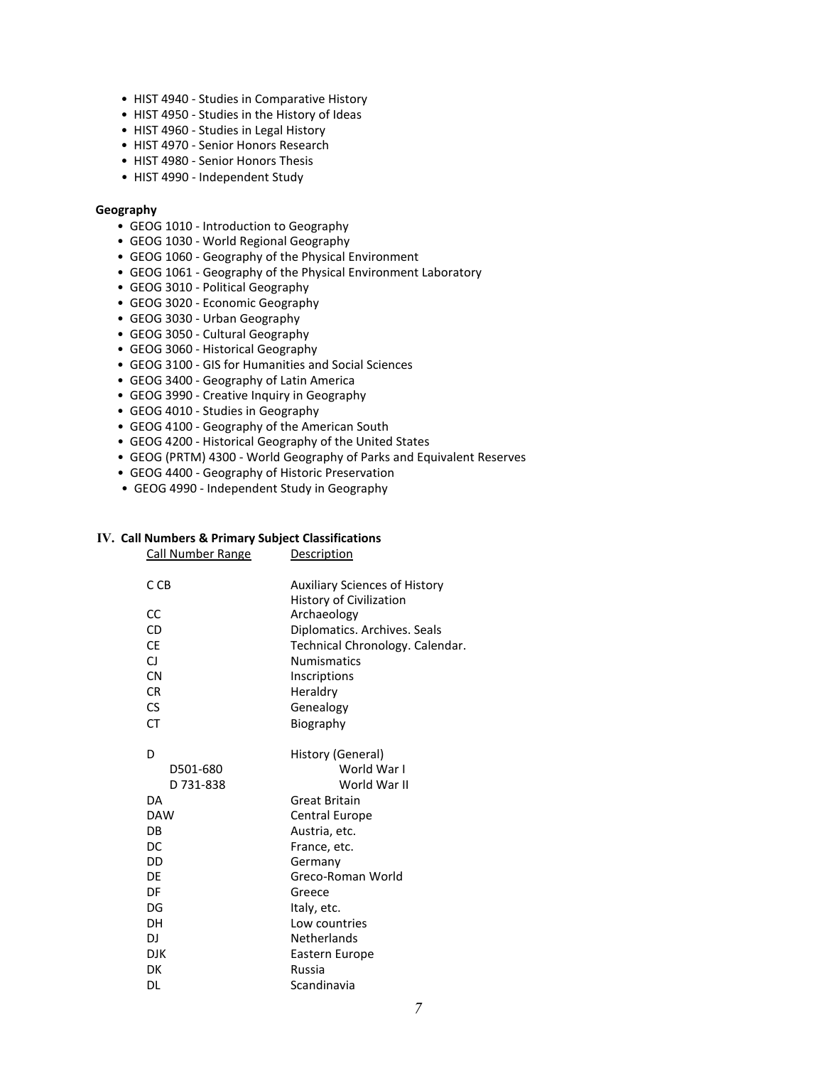- HIST 4940 - Studies in Comparative History
- HIST 4950 - Studies in the History of Ideas
- HIST 4960 - Studies in Legal History
- HIST 4970 - Senior Honors Research
- HIST 4980 - Senior Honors Thesis
- HIST 4990 - Independent Study

**Geography**

- GEOG 1010 - Introduction to Geography
- GEOG 1030 - World Regional Geography
- GEOG 1060 - Geography of the Physical Environment
- GEOG 1061 - Geography of the Physical Environment Laboratory
- GEOG 3010 - Political Geography
- GEOG 3020 - Economic Geography
- GEOG 3030 - Urban Geography
- GEOG 3050 - Cultural Geography
- GEOG 3060 - Historical Geography
- GEOG 3100 - GIS for Humanities and Social Sciences
- GEOG 3400 - Geography of Latin America
- GEOG 3990 - Creative Inquiry in Geography
- GEOG 4010 - Studies in Geography
- GEOG 4100 - Geography of the American South
- GEOG 4200 - Historical Geography of the United States
- GEOG (PRTM) 4300 - World Geography of Parks and Equivalent Reserves
- GEOG 4400 - Geography of Historic Preservation
- GEOG 4990 - Independent Study in Geography

## IV. Call Numbers & Primary Subject Classifications

| Call Number Range | Description |
|---|---|
| C CB | Auxiliary Sciences of History<br>History of Civilization |
| CC | Archaeology |
| CD | Diplomatics. Archives. Seals |
| CE | Technical Chronology. Calendar. |
| CJ | Numismatics |
| CN | Inscriptions |
| CR | Heraldry |
| CS | Genealogy |
| CT | Biography |
| D | History (General) |
| D501-680 | World War I |
| D 731-838 | World War II |
| DA | Great Britain |
| DAW | Central Europe |
| DB | Austria, etc. |
| DC | France, etc. |
| DD | Germany |
| DE | Greco-Roman World |
| DF | Greece |
| DG | Italy, etc. |
| DH | Low countries |
| DJ | Netherlands |
| DJK | Eastern Europe |
| DK | Russia |
| DL | Scandinavia |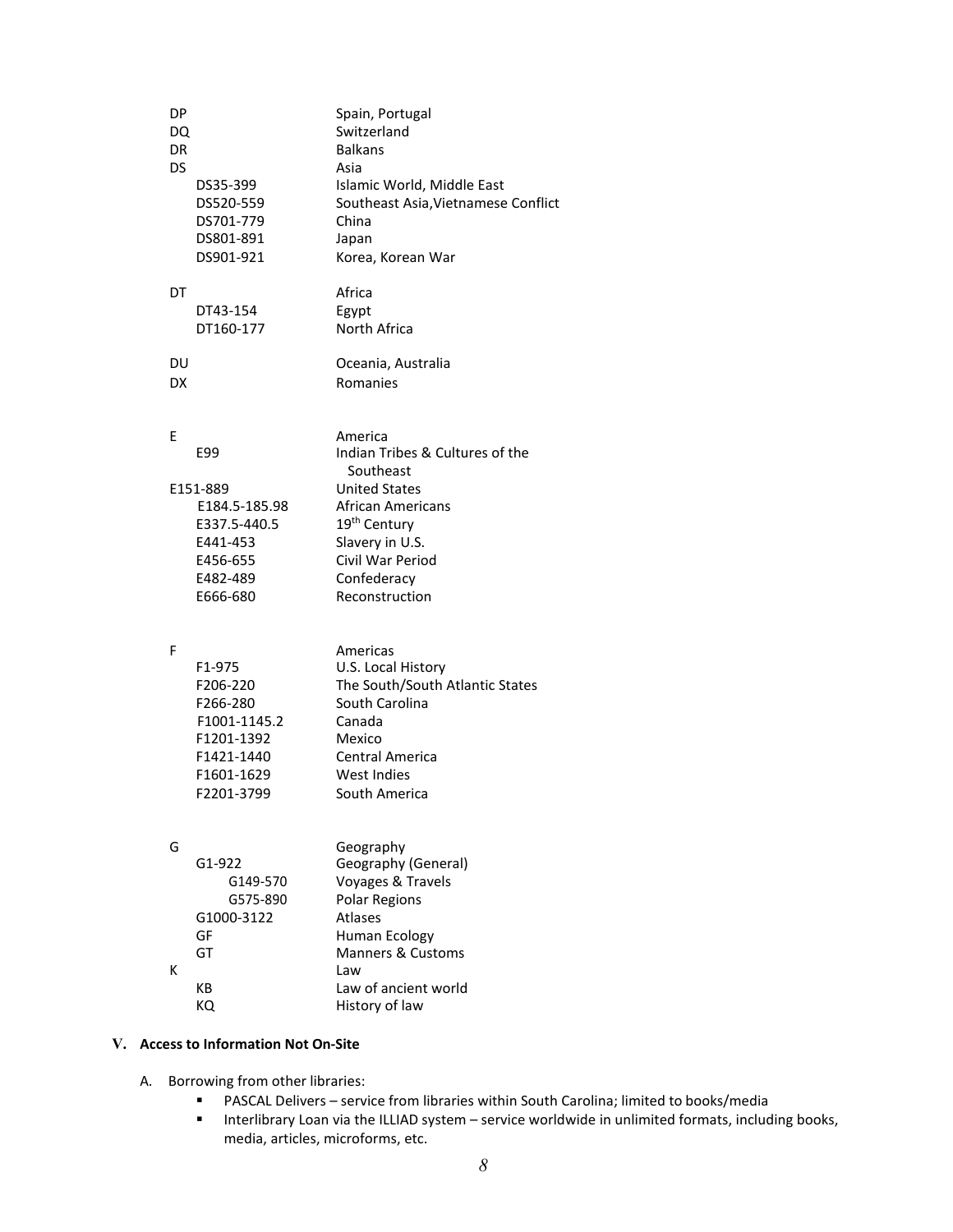| | |
|---|---|
| DP | Spain, Portugal |
| DQ | Switzerland |
| DR | Balkans |
| DS | Asia |
| DS35-399 | Islamic World, Middle East |
| DS520-559 | Southeast Asia,Vietnamese Conflict |
| DS701-779 | China |
| DS801-891 | Japan |
| DS901-921 | Korea, Korean War |
| DT | Africa |
| DT43-154 | Egypt |
| DT160-177 | North Africa |
| DU | Oceania, Australia |
| DX | Romanies |
| E | America |
| E99 | Indian Tribes & Cultures of the Southeast |
| E151-889 | United States |
| E184.5-185.98 | African Americans |
| E337.5-440.5 | 19th Century |
| E441-453 | Slavery in U.S. |
| E456-655 | Civil War Period |
| E482-489 | Confederacy |
| E666-680 | Reconstruction |
| F | Americas |
| F1-975 | U.S. Local History |
| F206-220 | The South/South Atlantic States |
| F266-280 | South Carolina |
| F1001-1145.2 | Canada |
| F1201-1392 | Mexico |
| F1421-1440 | Central America |
| F1601-1629 | West Indies |
| F2201-3799 | South America |
| G | Geography |
| G1-922 | Geography (General) |
| G149-570 | Voyages & Travels |
| G575-890 | Polar Regions |
| G1000-3122 | Atlases |
| GF | Human Ecology |
| GT | Manners & Customs |
| K | Law |
| KB | Law of ancient world |
| KQ | History of law |

## V. Access to Information Not On-Site

A. Borrowing from other libraries:

- PASCAL Delivers – service from libraries within South Carolina; limited to books/media
- Interlibrary Loan via the ILLIAD system – service worldwide in unlimited formats, including books, media, articles, microforms, etc.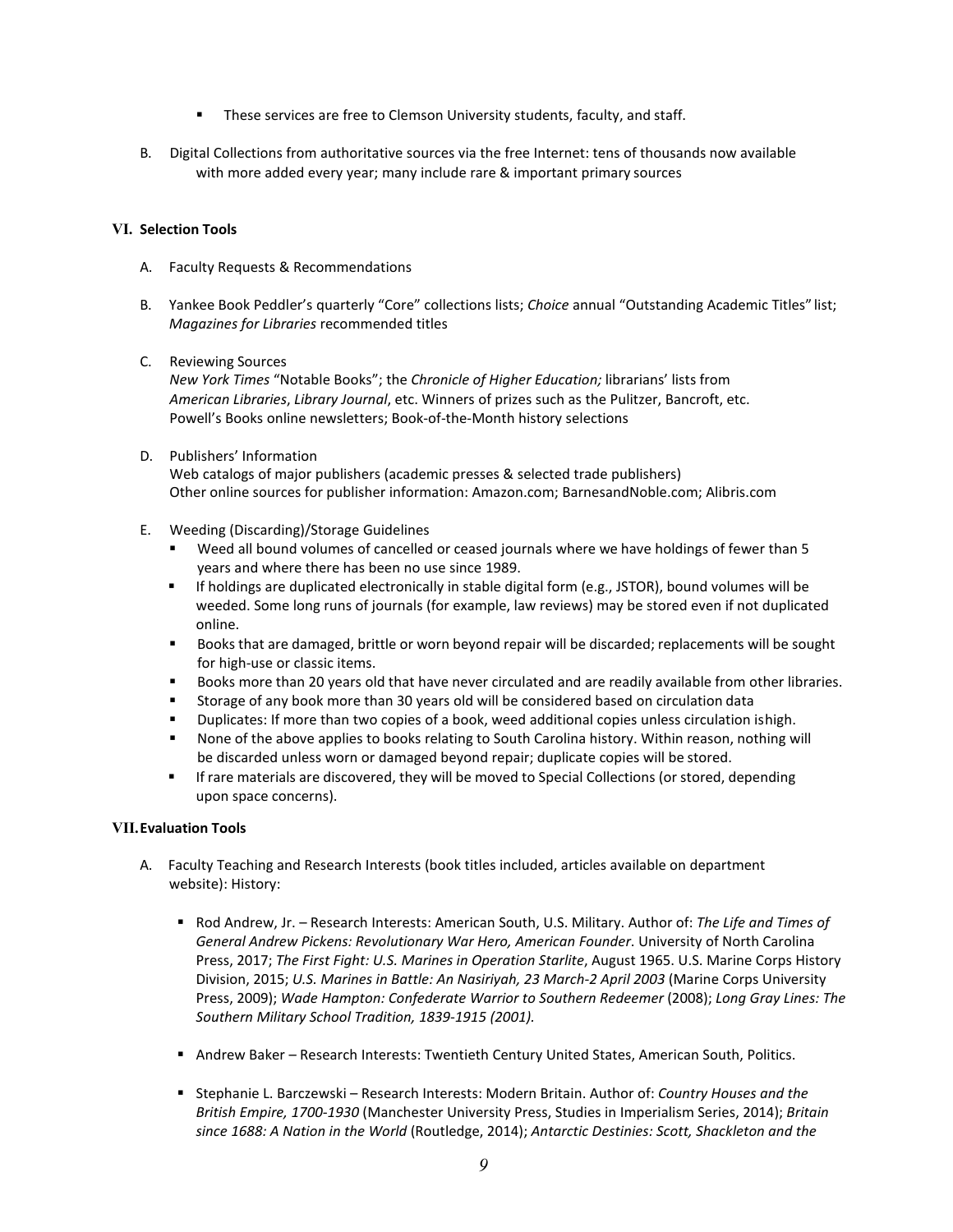- These services are free to Clemson University students, faculty, and staff.

B. Digital Collections from authoritative sources via the free Internet: tens of thousands now available with more added every year; many include rare & important primary sources

## VI. Selection Tools

A. Faculty Requests & Recommendations

B. Yankee Book Peddler's quarterly "Core" collections lists; *Choice* annual "Outstanding Academic Titles" list; *Magazines for Libraries* recommended titles

C. Reviewing Sources
*New York Times* "Notable Books"; the *Chronicle of Higher Education;* librarians' lists from *American Libraries*, *Library Journal*, etc. Winners of prizes such as the Pulitzer, Bancroft, etc. Powell's Books online newsletters; Book-of-the-Month history selections

D. Publishers' Information
Web catalogs of major publishers (academic presses & selected trade publishers)
Other online sources for publisher information: Amazon.com; BarnesandNoble.com; Alibris.com

E. Weeding (Discarding)/Storage Guidelines
- Weed all bound volumes of cancelled or ceased journals where we have holdings of fewer than 5 years and where there has been no use since 1989.
- If holdings are duplicated electronically in stable digital form (e.g., JSTOR), bound volumes will be weeded. Some long runs of journals (for example, law reviews) may be stored even if not duplicated online.
- Books that are damaged, brittle or worn beyond repair will be discarded; replacements will be sought for high-use or classic items.
- Books more than 20 years old that have never circulated and are readily available from other libraries.
- Storage of any book more than 30 years old will be considered based on circulation data
- Duplicates: If more than two copies of a book, weed additional copies unless circulation is high.
- None of the above applies to books relating to South Carolina history. Within reason, nothing will be discarded unless worn or damaged beyond repair; duplicate copies will be stored.
- If rare materials are discovered, they will be moved to Special Collections (or stored, depending upon space concerns).

## VII. Evaluation Tools

A. Faculty Teaching and Research Interests (book titles included, articles available on department website): History:

- Rod Andrew, Jr. – Research Interests: American South, U.S. Military. Author of: *The Life and Times of General Andrew Pickens: Revolutionary War Hero, American Founder*. University of North Carolina Press, 2017; *The First Fight: U.S. Marines in Operation Starlite*, August 1965. U.S. Marine Corps History Division, 2015; *U.S. Marines in Battle: An Nasiriyah, 23 March-2 April 2003* (Marine Corps University Press, 2009); *Wade Hampton: Confederate Warrior to Southern Redeemer* (2008); *Long Gray Lines: The Southern Military School Tradition, 1839-1915 (2001).*

- Andrew Baker – Research Interests: Twentieth Century United States, American South, Politics.

- Stephanie L. Barczewski – Research Interests: Modern Britain. Author of: *Country Houses and the British Empire, 1700-1930* (Manchester University Press, Studies in Imperialism Series, 2014); *Britain since 1688: A Nation in the World* (Routledge, 2014); *Antarctic Destinies: Scott, Shackleton and the*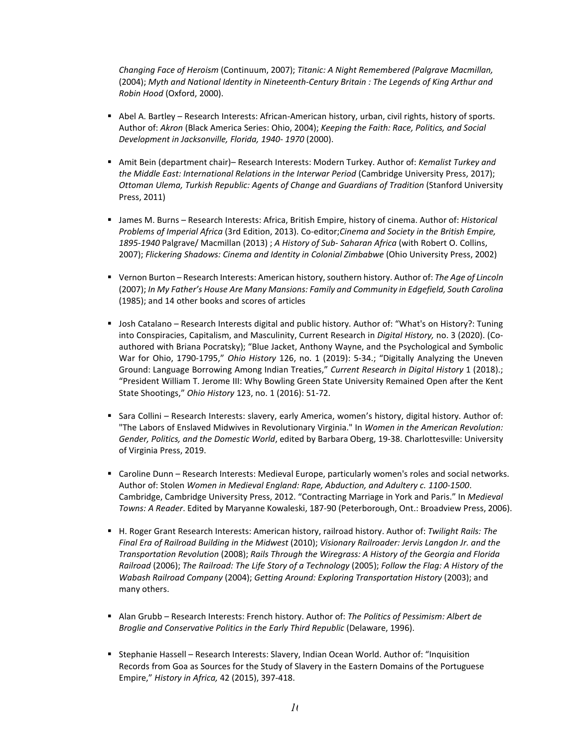*Changing Face of Heroism* (Continuum, 2007); *Titanic: A Night Remembered (Palgrave Macmillan,* (2004); *Myth and National Identity in Nineteenth-Century Britain : The Legends of King Arthur and Robin Hood* (Oxford, 2000).

- Abel A. Bartley – Research Interests: African-American history, urban, civil rights, history of sports. Author of: *Akron* (Black America Series: Ohio, 2004); *Keeping the Faith: Race, Politics, and Social Development in Jacksonville, Florida, 1940- 1970* (2000).

- Amit Bein (department chair)– Research Interests: Modern Turkey. Author of: *Kemalist Turkey and the Middle East: International Relations in the Interwar Period* (Cambridge University Press, 2017); *Ottoman Ulema, Turkish Republic: Agents of Change and Guardians of Tradition* (Stanford University Press, 2011)

- James M. Burns – Research Interests: Africa, British Empire, history of cinema. Author of: *Historical Problems of Imperial Africa* (3rd Edition, 2013). Co-editor;*Cinema and Society in the British Empire, 1895-1940* Palgrave/ Macmillan (2013) ; *A History of Sub- Saharan Africa* (with Robert O. Collins, 2007); *Flickering Shadows: Cinema and Identity in Colonial Zimbabwe* (Ohio University Press, 2002)

- Vernon Burton – Research Interests: American history, southern history. Author of: *The Age of Lincoln* (2007); *In My Father's House Are Many Mansions: Family and Community in Edgefield, South Carolina* (1985); and 14 other books and scores of articles

- Josh Catalano – Research Interests digital and public history. Author of: "What's on History?: Tuning into Conspiracies, Capitalism, and Masculinity, Current Research in *Digital History,* no. 3 (2020). (Co-authored with Briana Pocratsky); "Blue Jacket, Anthony Wayne, and the Psychological and Symbolic War for Ohio, 1790-1795," *Ohio History* 126, no. 1 (2019): 5-34.; "Digitally Analyzing the Uneven Ground: Language Borrowing Among Indian Treaties," *Current Research in Digital History* 1 (2018).; "President William T. Jerome III: Why Bowling Green State University Remained Open after the Kent State Shootings," *Ohio History* 123, no. 1 (2016): 51-72.

- Sara Collini – Research Interests: slavery, early America, women's history, digital history. Author of: "The Labors of Enslaved Midwives in Revolutionary Virginia." In *Women in the American Revolution: Gender, Politics, and the Domestic World*, edited by Barbara Oberg, 19-38. Charlottesville: University of Virginia Press, 2019.

- Caroline Dunn – Research Interests: Medieval Europe, particularly women's roles and social networks. Author of: Stolen *Women in Medieval England: Rape, Abduction, and Adultery c. 1100-1500*. Cambridge, Cambridge University Press, 2012. "Contracting Marriage in York and Paris." In *Medieval Towns: A Reader*. Edited by Maryanne Kowaleski, 187-90 (Peterborough, Ont.: Broadview Press, 2006).

- H. Roger Grant Research Interests: American history, railroad history. Author of: *Twilight Rails: The Final Era of Railroad Building in the Midwest* (2010); *Visionary Railroader: Jervis Langdon Jr. and the Transportation Revolution* (2008); *Rails Through the Wiregrass: A History of the Georgia and Florida Railroad* (2006); *The Railroad: The Life Story of a Technology* (2005); *Follow the Flag: A History of the Wabash Railroad Company* (2004); *Getting Around: Exploring Transportation History* (2003); and many others.

- Alan Grubb – Research Interests: French history. Author of: *The Politics of Pessimism: Albert de Broglie and Conservative Politics in the Early Third Republic* (Delaware, 1996).

- Stephanie Hassell – Research Interests: Slavery, Indian Ocean World. Author of: "Inquisition Records from Goa as Sources for the Study of Slavery in the Eastern Domains of the Portuguese Empire," *History in Africa,* 42 (2015), 397-418.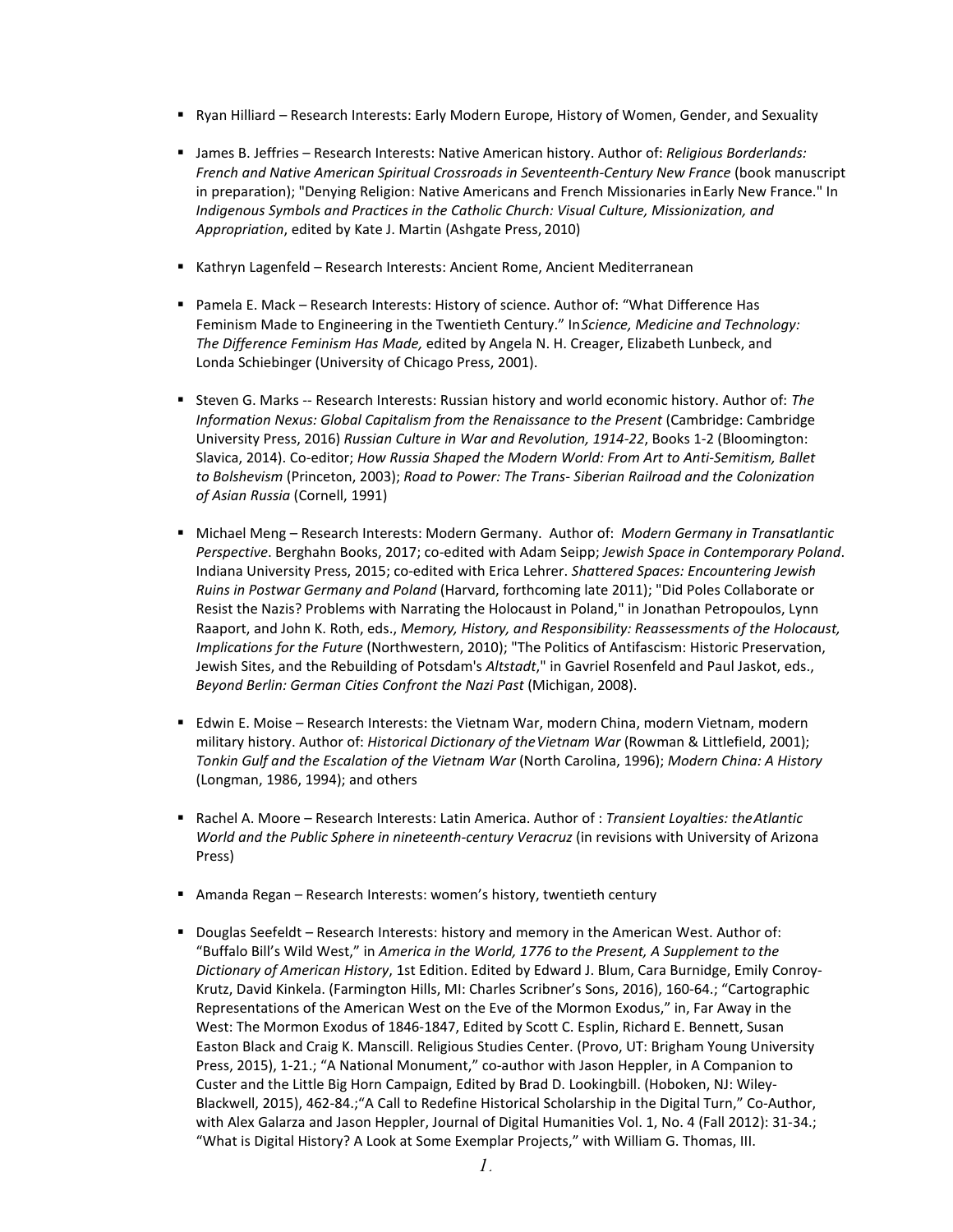- Ryan Hilliard – Research Interests: Early Modern Europe, History of Women, Gender, and Sexuality

- James B. Jeffries – Research Interests: Native American history. Author of: *Religious Borderlands: French and Native American Spiritual Crossroads in Seventeenth-Century New France* (book manuscript in preparation); "Denying Religion: Native Americans and French Missionaries in Early New France." In *Indigenous Symbols and Practices in the Catholic Church: Visual Culture, Missionization, and Appropriation*, edited by Kate J. Martin (Ashgate Press, 2010)

- Kathryn Lagenfeld – Research Interests: Ancient Rome, Ancient Mediterranean

- Pamela E. Mack – Research Interests: History of science. Author of: "What Difference Has Feminism Made to Engineering in the Twentieth Century." In *Science, Medicine and Technology: The Difference Feminism Has Made,* edited by Angela N. H. Creager, Elizabeth Lunbeck, and Londa Schiebinger (University of Chicago Press, 2001).

- Steven G. Marks -- Research Interests: Russian history and world economic history. Author of: *The Information Nexus: Global Capitalism from the Renaissance to the Present* (Cambridge: Cambridge University Press, 2016) *Russian Culture in War and Revolution, 1914-22*, Books 1-2 (Bloomington: Slavica, 2014). Co-editor; *How Russia Shaped the Modern World: From Art to Anti-Semitism, Ballet to Bolshevism* (Princeton, 2003); *Road to Power: The Trans- Siberian Railroad and the Colonization of Asian Russia* (Cornell, 1991)

- Michael Meng – Research Interests: Modern Germany. Author of: *Modern Germany in Transatlantic Perspective*. Berghahn Books, 2017; co-edited with Adam Seipp; *Jewish Space in Contemporary Poland*. Indiana University Press, 2015; co-edited with Erica Lehrer. *Shattered Spaces: Encountering Jewish Ruins in Postwar Germany and Poland* (Harvard, forthcoming late 2011); "Did Poles Collaborate or Resist the Nazis? Problems with Narrating the Holocaust in Poland," in Jonathan Petropoulos, Lynn Raaport, and John K. Roth, eds., *Memory, History, and Responsibility: Reassessments of the Holocaust, Implications for the Future* (Northwestern, 2010); "The Politics of Antifascism: Historic Preservation, Jewish Sites, and the Rebuilding of Potsdam's *Altstadt*," in Gavriel Rosenfeld and Paul Jaskot, eds., *Beyond Berlin: German Cities Confront the Nazi Past* (Michigan, 2008).

- Edwin E. Moise – Research Interests: the Vietnam War, modern China, modern Vietnam, modern military history. Author of: *Historical Dictionary of the Vietnam War* (Rowman & Littlefield, 2001); *Tonkin Gulf and the Escalation of the Vietnam War* (North Carolina, 1996); *Modern China: A History* (Longman, 1986, 1994); and others

- Rachel A. Moore – Research Interests: Latin America. Author of : *Transient Loyalties: the Atlantic World and the Public Sphere in nineteenth-century Veracruz* (in revisions with University of Arizona Press)

- Amanda Regan – Research Interests: women's history, twentieth century

- Douglas Seefeldt – Research Interests: history and memory in the American West. Author of: "Buffalo Bill's Wild West," in *America in the World, 1776 to the Present, A Supplement to the Dictionary of American History*, 1st Edition. Edited by Edward J. Blum, Cara Burnidge, Emily Conroy-Krutz, David Kinkela. (Farmington Hills, MI: Charles Scribner's Sons, 2016), 160-64.; "Cartographic Representations of the American West on the Eve of the Mormon Exodus," in, Far Away in the West: The Mormon Exodus of 1846-1847, Edited by Scott C. Esplin, Richard E. Bennett, Susan Easton Black and Craig K. Manscill. Religious Studies Center. (Provo, UT: Brigham Young University Press, 2015), 1-21.; "A National Monument," co-author with Jason Heppler, in A Companion to Custer and the Little Big Horn Campaign, Edited by Brad D. Lookingbill. (Hoboken, NJ: Wiley-Blackwell, 2015), 462-84.;"A Call to Redefine Historical Scholarship in the Digital Turn," Co-Author, with Alex Galarza and Jason Heppler, Journal of Digital Humanities Vol. 1, No. 4 (Fall 2012): 31-34.; "What is Digital History? A Look at Some Exemplar Projects," with William G. Thomas, III.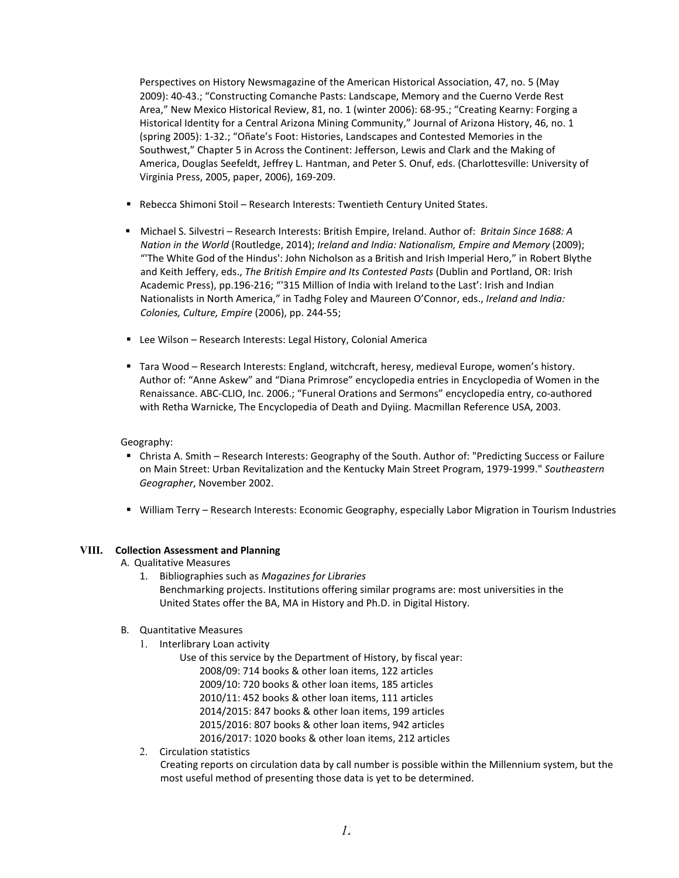Perspectives on History Newsmagazine of the American Historical Association, 47, no. 5 (May 2009): 40-43.; "Constructing Comanche Pasts: Landscape, Memory and the Cuerno Verde Rest Area," New Mexico Historical Review, 81, no. 1 (winter 2006): 68-95.; "Creating Kearny: Forging a Historical Identity for a Central Arizona Mining Community," Journal of Arizona History, 46, no. 1 (spring 2005): 1-32.; "Oñate's Foot: Histories, Landscapes and Contested Memories in the Southwest," Chapter 5 in Across the Continent: Jefferson, Lewis and Clark and the Making of America, Douglas Seefeldt, Jeffrey L. Hantman, and Peter S. Onuf, eds. (Charlottesville: University of Virginia Press, 2005, paper, 2006), 169-209.

- Rebecca Shimoni Stoil – Research Interests: Twentieth Century United States.
- Michael S. Silvestri – Research Interests: British Empire, Ireland. Author of: *Britain Since 1688: A Nation in the World* (Routledge, 2014); *Ireland and India: Nationalism, Empire and Memory* (2009); "'The White God of the Hindus': John Nicholson as a British and Irish Imperial Hero," in Robert Blythe and Keith Jeffery, eds., *The British Empire and Its Contested Pasts* (Dublin and Portland, OR: Irish Academic Press), pp.196-216; "'315 Million of India with Ireland to the Last': Irish and Indian Nationalists in North America," in Tadhg Foley and Maureen O'Connor, eds., *Ireland and India: Colonies, Culture, Empire* (2006), pp. 244-55;
- Lee Wilson – Research Interests: Legal History, Colonial America
- Tara Wood – Research Interests: England, witchcraft, heresy, medieval Europe, women's history. Author of: "Anne Askew" and "Diana Primrose" encyclopedia entries in Encyclopedia of Women in the Renaissance. ABC-CLIO, Inc. 2006.; "Funeral Orations and Sermons" encyclopedia entry, co-authored with Retha Warnicke, The Encyclopedia of Death and Dyiing. Macmillan Reference USA, 2003.

Geography:

- Christa A. Smith – Research Interests: Geography of the South. Author of: "Predicting Success or Failure on Main Street: Urban Revitalization and the Kentucky Main Street Program, 1979-1999." *Southeastern Geographer*, November 2002.
- William Terry – Research Interests: Economic Geography, especially Labor Migration in Tourism Industries

## VIII. Collection Assessment and Planning

A. Qualitative Measures

1. Bibliographies such as *Magazines for Libraries*
   Benchmarking projects. Institutions offering similar programs are: most universities in the United States offer the BA, MA in History and Ph.D. in Digital History.

B. Quantitative Measures

1. Interlibrary Loan activity
   Use of this service by the Department of History, by fiscal year:
   - 2008/09: 714 books & other loan items, 122 articles
   - 2009/10: 720 books & other loan items, 185 articles
   - 2010/11: 452 books & other loan items, 111 articles
   - 2014/2015: 847 books & other loan items, 199 articles
   - 2015/2016: 807 books & other loan items, 942 articles
   - 2016/2017: 1020 books & other loan items, 212 articles
2. Circulation statistics
   Creating reports on circulation data by call number is possible within the Millennium system, but the most useful method of presenting those data is yet to be determined.